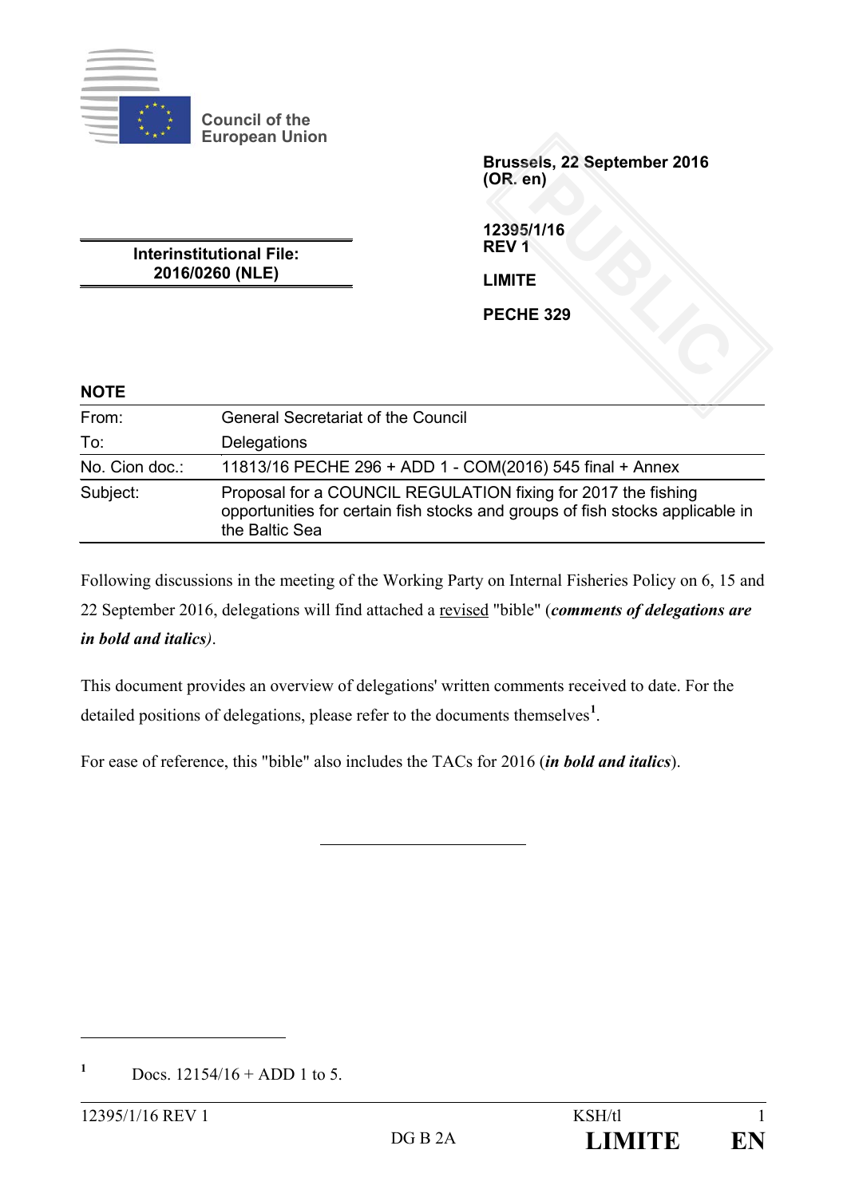Council of the European Union

**Brussels, 22 September 2016 (OR. en)**

**Interinstitutional File: 2016/0260 (NLE)**

**12395/1/16 REV 1**

**LIMITE**

**PECHE 329**

**NOTE**

| | |
|---|---|
| From: | General Secretariat of the Council |
| To: | Delegations |
| No. Cion doc.: | 11813/16 PECHE 296 + ADD 1 - COM(2016) 545 final + Annex |
| Subject: | Proposal for a COUNCIL REGULATION fixing for 2017 the fishing opportunities for certain fish stocks and groups of fish stocks applicable in the Baltic Sea |

Following discussions in the meeting of the Working Party on Internal Fisheries Policy on 6, 15 and 22 September 2016, delegations will find attached a revised "bible" (***comments of delegations are in bold and italics)***.

This document provides an overview of delegations' written comments received to date. For the detailed positions of delegations, please refer to the documents themselves[1].

For ease of reference, this "bible" also includes the TACs for 2016 (***in bold and italics***).

---

[1] Docs. 12154/16 + ADD 1 to 5.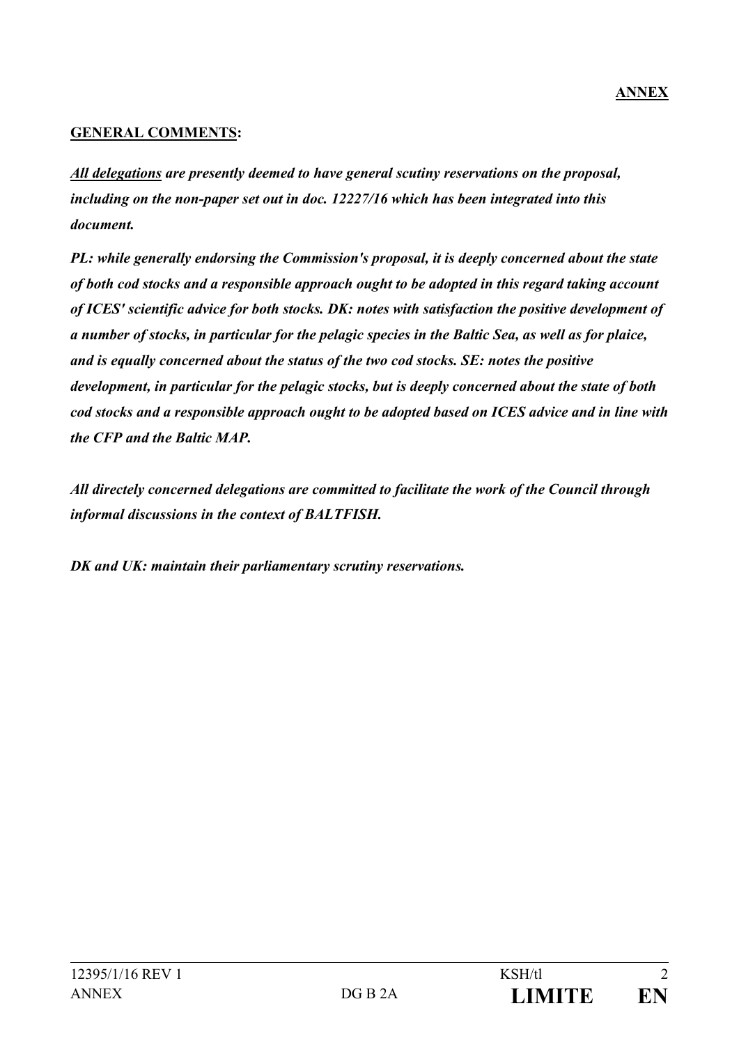**ANNEX**

**GENERAL COMMENTS:**

***All delegations*** ***are presently deemed to have general scutiny reservations on the proposal, including on the non-paper set out in doc. 12227/16 which has been integrated into this document.***

***PL: while generally endorsing the Commission's proposal, it is deeply concerned about the state of both cod stocks and a responsible approach ought to be adopted in this regard taking account of ICES' scientific advice for both stocks. DK: notes with satisfaction the positive development of a number of stocks, in particular for the pelagic species in the Baltic Sea, as well as for plaice, and is equally concerned about the status of the two cod stocks. SE: notes the positive development, in particular for the pelagic stocks, but is deeply concerned about the state of both cod stocks and a responsible approach ought to be adopted based on ICES advice and in line with the CFP and the Baltic MAP.***

***All directely concerned delegations are committed to facilitate the work of the Council through informal discussions in the context of BALTFISH.***

***DK and UK: maintain their parliamentary scrutiny reservations.***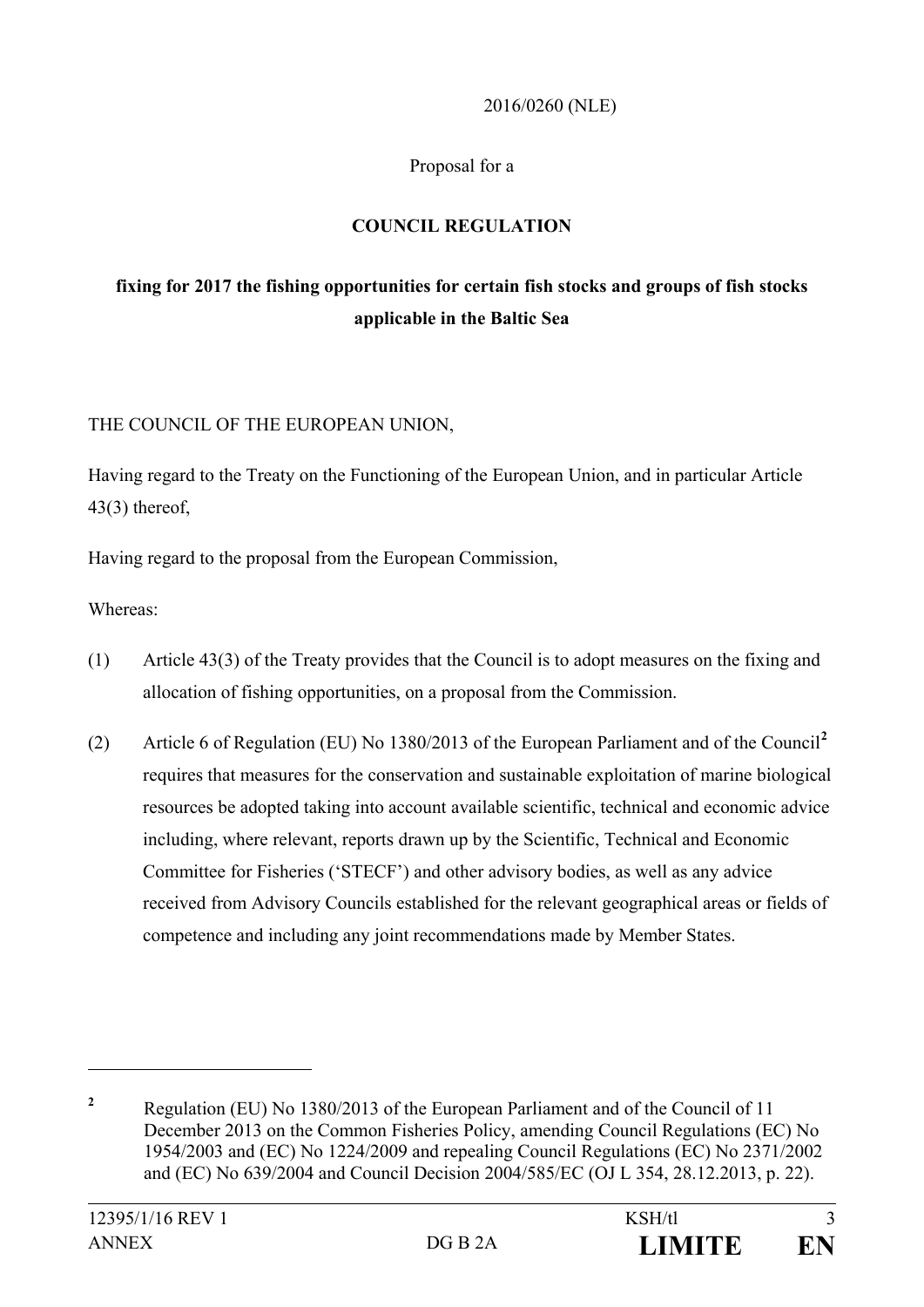2016/0260 (NLE)

Proposal for a

**COUNCIL REGULATION**

**fixing for 2017 the fishing opportunities for certain fish stocks and groups of fish stocks applicable in the Baltic Sea**

THE COUNCIL OF THE EUROPEAN UNION,

Having regard to the Treaty on the Functioning of the European Union, and in particular Article 43(3) thereof,

Having regard to the proposal from the European Commission,

Whereas:

(1) Article 43(3) of the Treaty provides that the Council is to adopt measures on the fixing and allocation of fishing opportunities, on a proposal from the Commission.

(2) Article 6 of Regulation (EU) No 1380/2013 of the European Parliament and of the Council[2] requires that measures for the conservation and sustainable exploitation of marine biological resources be adopted taking into account available scientific, technical and economic advice including, where relevant, reports drawn up by the Scientific, Technical and Economic Committee for Fisheries ('STECF') and other advisory bodies, as well as any advice received from Advisory Councils established for the relevant geographical areas or fields of competence and including any joint recommendations made by Member States.

---

[2] Regulation (EU) No 1380/2013 of the European Parliament and of the Council of 11 December 2013 on the Common Fisheries Policy, amending Council Regulations (EC) No 1954/2003 and (EC) No 1224/2009 and repealing Council Regulations (EC) No 2371/2002 and (EC) No 639/2004 and Council Decision 2004/585/EC (OJ L 354, 28.12.2013, p. 22).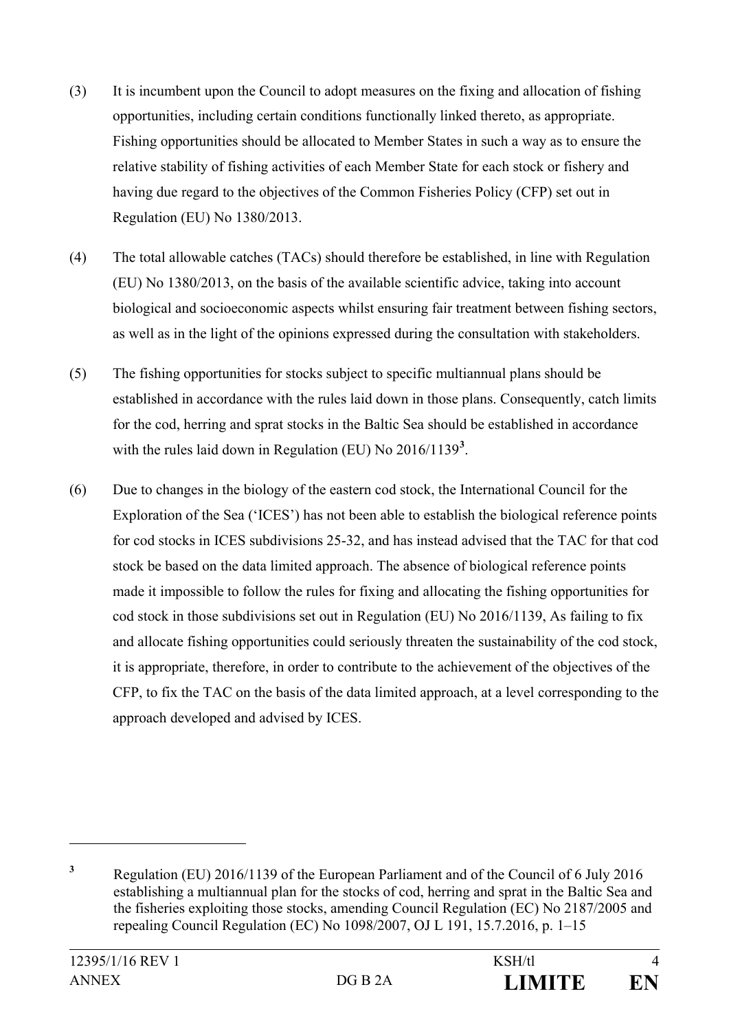(3) It is incumbent upon the Council to adopt measures on the fixing and allocation of fishing opportunities, including certain conditions functionally linked thereto, as appropriate. Fishing opportunities should be allocated to Member States in such a way as to ensure the relative stability of fishing activities of each Member State for each stock or fishery and having due regard to the objectives of the Common Fisheries Policy (CFP) set out in Regulation (EU) No 1380/2013.

(4) The total allowable catches (TACs) should therefore be established, in line with Regulation (EU) No 1380/2013, on the basis of the available scientific advice, taking into account biological and socioeconomic aspects whilst ensuring fair treatment between fishing sectors, as well as in the light of the opinions expressed during the consultation with stakeholders.

(5) The fishing opportunities for stocks subject to specific multiannual plans should be established in accordance with the rules laid down in those plans. Consequently, catch limits for the cod, herring and sprat stocks in the Baltic Sea should be established in accordance with the rules laid down in Regulation (EU) No 2016/1139[3].

(6) Due to changes in the biology of the eastern cod stock, the International Council for the Exploration of the Sea ('ICES') has not been able to establish the biological reference points for cod stocks in ICES subdivisions 25-32, and has instead advised that the TAC for that cod stock be based on the data limited approach. The absence of biological reference points made it impossible to follow the rules for fixing and allocating the fishing opportunities for cod stock in those subdivisions set out in Regulation (EU) No 2016/1139, As failing to fix and allocate fishing opportunities could seriously threaten the sustainability of the cod stock, it is appropriate, therefore, in order to contribute to the achievement of the objectives of the CFP, to fix the TAC on the basis of the data limited approach, at a level corresponding to the approach developed and advised by ICES.

---

[3] Regulation (EU) 2016/1139 of the European Parliament and of the Council of 6 July 2016 establishing a multiannual plan for the stocks of cod, herring and sprat in the Baltic Sea and the fisheries exploiting those stocks, amending Council Regulation (EC) No 2187/2005 and repealing Council Regulation (EC) No 1098/2007, OJ L 191, 15.7.2016, p. 1–15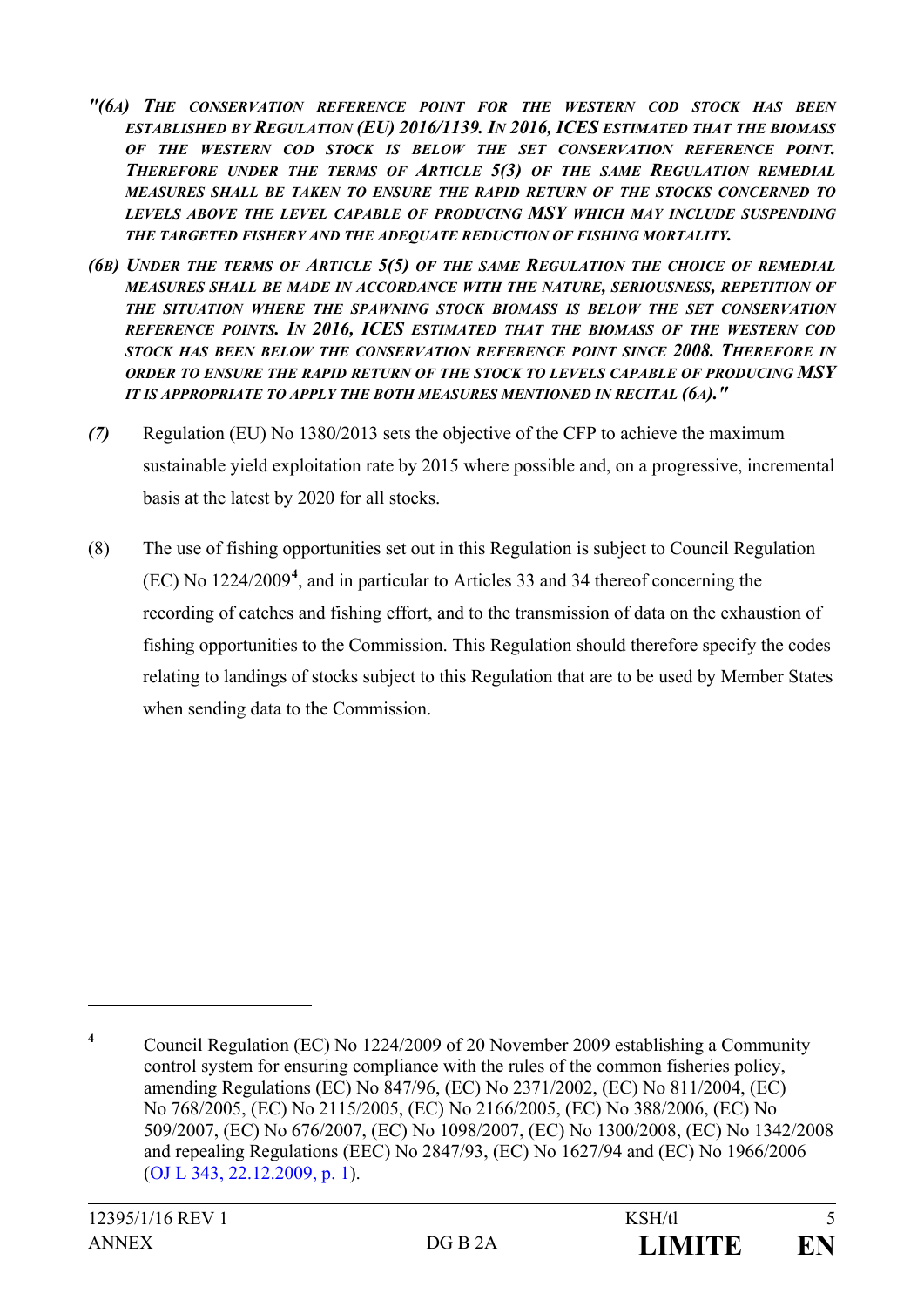***"(6a) The conservation reference point for the western cod stock has been established by Regulation (EU) 2016/1139. In 2016, ICES estimated that the biomass of the western cod stock is below the set conservation reference point. Therefore under the terms of Article 5(3) of the same Regulation remedial measures shall be taken to ensure the rapid return of the stocks concerned to levels above the level capable of producing MSY which may include suspending the targeted fishery and the adequate reduction of fishing mortality.***

***(6b) Under the terms of Article 5(5) of the same Regulation the choice of remedial measures shall be made in accordance with the nature, seriousness, repetition of the situation where the spawning stock biomass is below the set conservation reference points. In 2016, ICES estimated that the biomass of the western cod stock has been below the conservation reference point since 2008. Therefore in order to ensure the rapid return of the stock to levels capable of producing MSY it is appropriate to apply the both measures mentioned in recital (6a)."***

*(7)* Regulation (EU) No 1380/2013 sets the objective of the CFP to achieve the maximum sustainable yield exploitation rate by 2015 where possible and, on a progressive, incremental basis at the latest by 2020 for all stocks.

(8) The use of fishing opportunities set out in this Regulation is subject to Council Regulation (EC) No 1224/2009[4], and in particular to Articles 33 and 34 thereof concerning the recording of catches and fishing effort, and to the transmission of data on the exhaustion of fishing opportunities to the Commission. This Regulation should therefore specify the codes relating to landings of stocks subject to this Regulation that are to be used by Member States when sending data to the Commission.

---

[4] Council Regulation (EC) No 1224/2009 of 20 November 2009 establishing a Community control system for ensuring compliance with the rules of the common fisheries policy, amending Regulations (EC) No 847/96, (EC) No 2371/2002, (EC) No 811/2004, (EC) No 768/2005, (EC) No 2115/2005, (EC) No 2166/2005, (EC) No 388/2006, (EC) No 509/2007, (EC) No 676/2007, (EC) No 1098/2007, (EC) No 1300/2008, (EC) No 1342/2008 and repealing Regulations (EEC) No 2847/93, (EC) No 1627/94 and (EC) No 1966/2006 (OJ L 343, 22.12.2009, p. 1).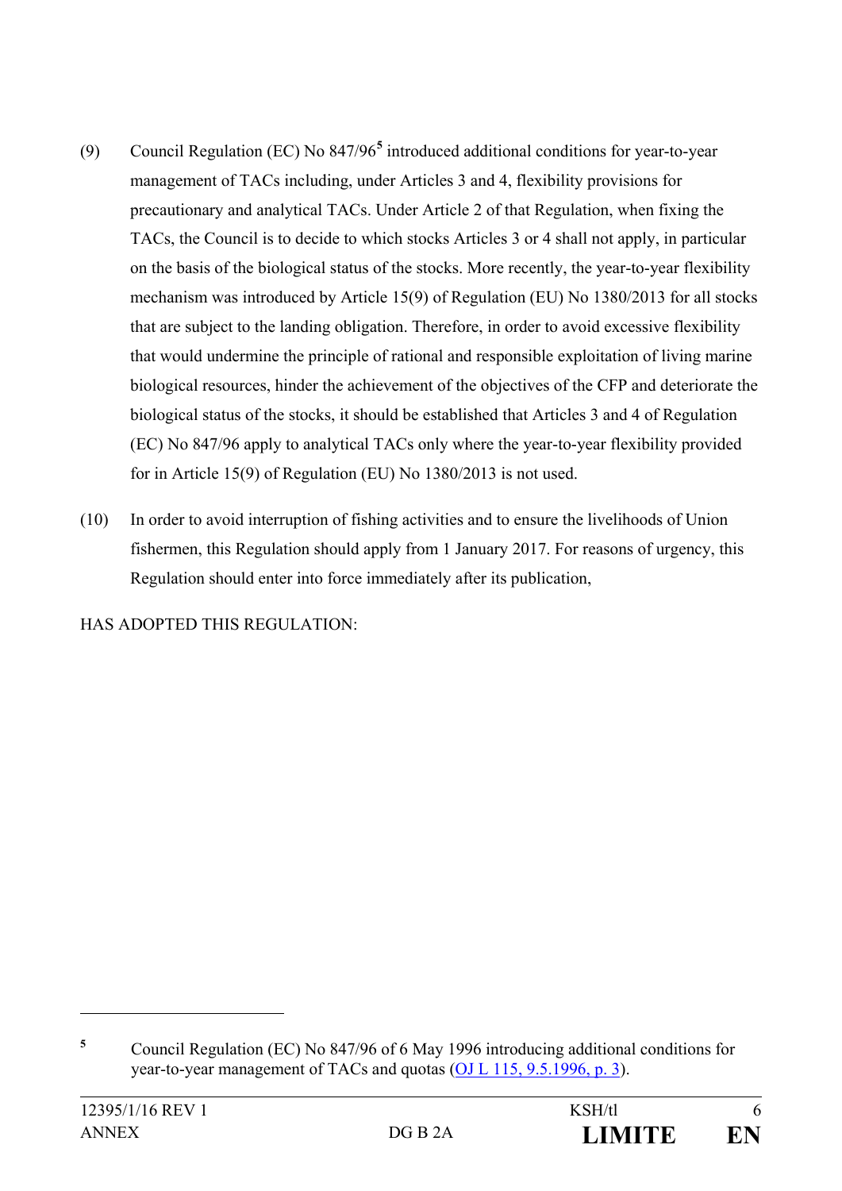(9) Council Regulation (EC) No 847/96[5] introduced additional conditions for year-to-year management of TACs including, under Articles 3 and 4, flexibility provisions for precautionary and analytical TACs. Under Article 2 of that Regulation, when fixing the TACs, the Council is to decide to which stocks Articles 3 or 4 shall not apply, in particular on the basis of the biological status of the stocks. More recently, the year-to-year flexibility mechanism was introduced by Article 15(9) of Regulation (EU) No 1380/2013 for all stocks that are subject to the landing obligation. Therefore, in order to avoid excessive flexibility that would undermine the principle of rational and responsible exploitation of living marine biological resources, hinder the achievement of the objectives of the CFP and deteriorate the biological status of the stocks, it should be established that Articles 3 and 4 of Regulation (EC) No 847/96 apply to analytical TACs only where the year-to-year flexibility provided for in Article 15(9) of Regulation (EU) No 1380/2013 is not used.

(10) In order to avoid interruption of fishing activities and to ensure the livelihoods of Union fishermen, this Regulation should apply from 1 January 2017. For reasons of urgency, this Regulation should enter into force immediately after its publication,

HAS ADOPTED THIS REGULATION:

---

[5] Council Regulation (EC) No 847/96 of 6 May 1996 introducing additional conditions for year-to-year management of TACs and quotas (OJ L 115, 9.5.1996, p. 3).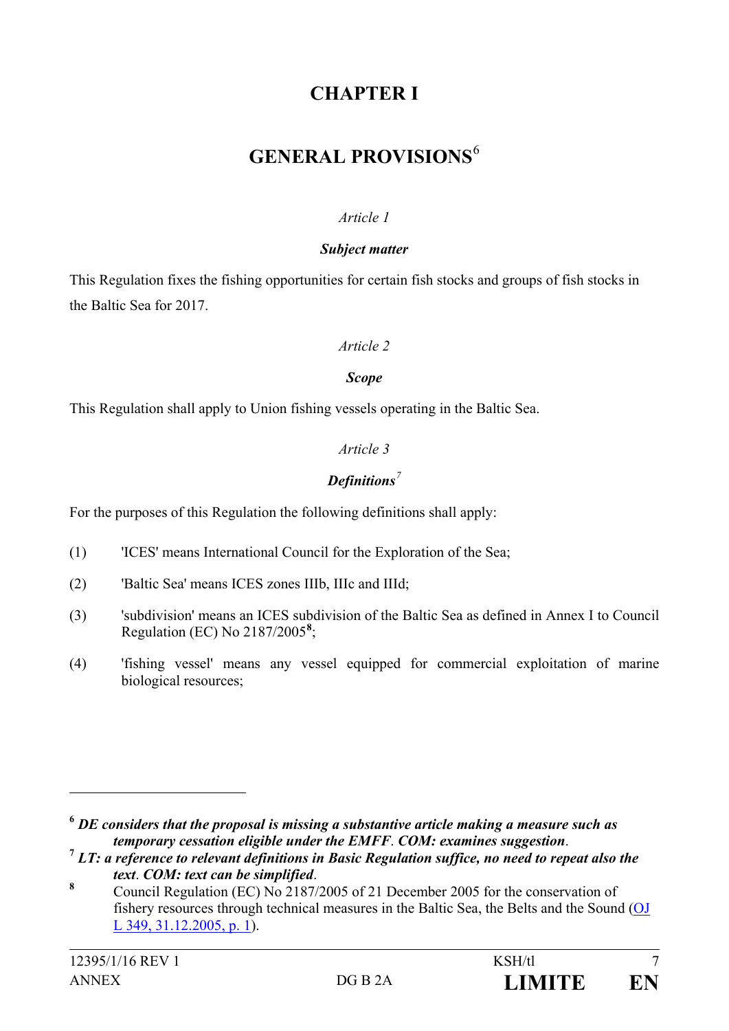# CHAPTER I

# GENERAL PROVISIONS[6]

*Article 1*

***Subject matter***

This Regulation fixes the fishing opportunities for certain fish stocks and groups of fish stocks in the Baltic Sea for 2017.

*Article 2*

***Scope***

This Regulation shall apply to Union fishing vessels operating in the Baltic Sea.

*Article 3*

***Definitions***[7]

For the purposes of this Regulation the following definitions shall apply:

(1) 'ICES' means International Council for the Exploration of the Sea;

(2) 'Baltic Sea' means ICES zones IIIb, IIIc and IIId;

(3) 'subdivision' means an ICES subdivision of the Baltic Sea as defined in Annex I to Council Regulation (EC) No 2187/2005[8];

(4) 'fishing vessel' means any vessel equipped for commercial exploitation of marine biological resources;

---

[6] ***DE considers that the proposal is missing a substantive article making a measure such as temporary cessation eligible under the EMFF. COM: examines suggestion.***

[7] ***LT: a reference to relevant definitions in Basic Regulation suffice, no need to repeat also the text. COM: text can be simplified.***

[8] Council Regulation (EC) No 2187/2005 of 21 December 2005 for the conservation of fishery resources through technical measures in the Baltic Sea, the Belts and the Sound (OJ L 349, 31.12.2005, p. 1).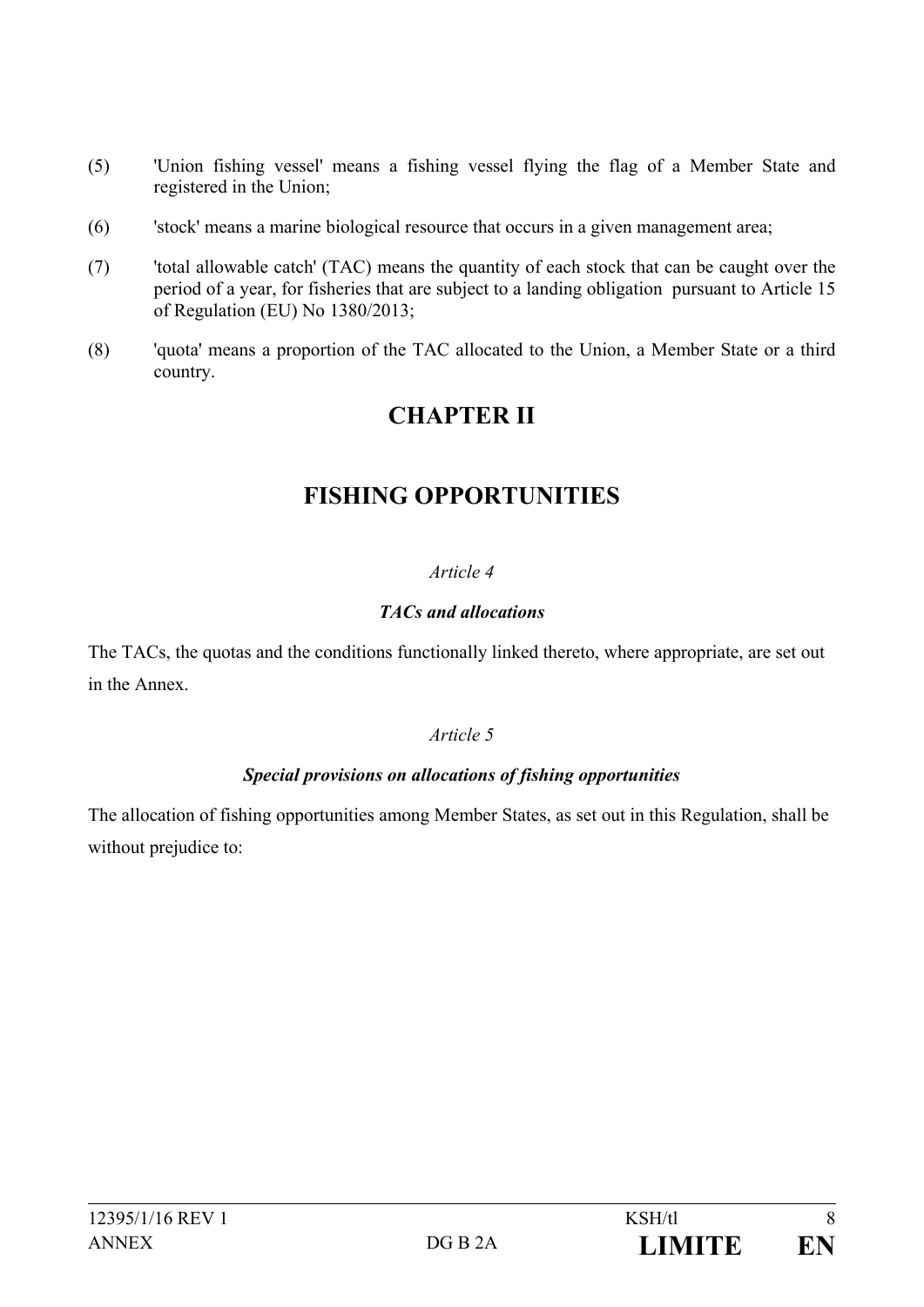(5) 'Union fishing vessel' means a fishing vessel flying the flag of a Member State and registered in the Union;

(6) 'stock' means a marine biological resource that occurs in a given management area;

(7) 'total allowable catch' (TAC) means the quantity of each stock that can be caught over the period of a year, for fisheries that are subject to a landing obligation pursuant to Article 15 of Regulation (EU) No 1380/2013;

(8) 'quota' means a proportion of the TAC allocated to the Union, a Member State or a third country.

## CHAPTER II

## FISHING OPPORTUNITIES

*Article 4*

***TACs and allocations***

The TACs, the quotas and the conditions functionally linked thereto, where appropriate, are set out in the Annex.

*Article 5*

***Special provisions on allocations of fishing opportunities***

The allocation of fishing opportunities among Member States, as set out in this Regulation, shall be without prejudice to: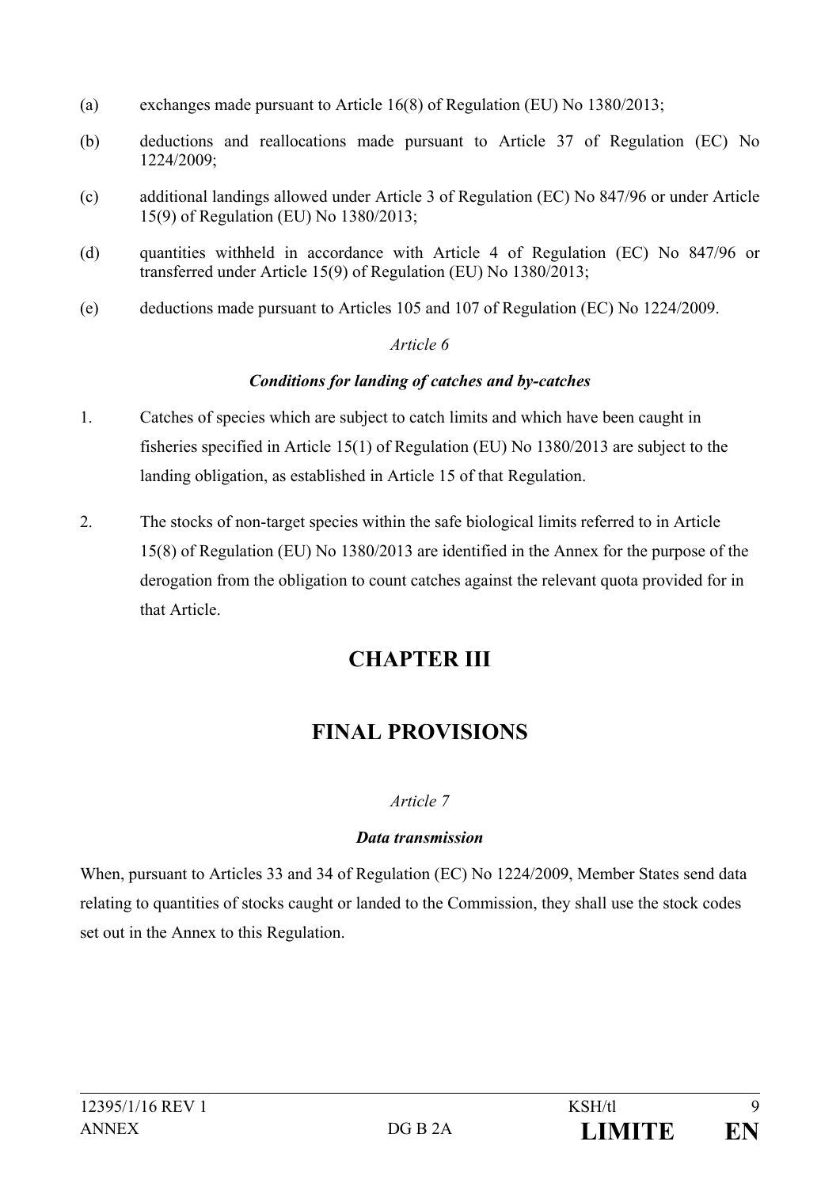(a) exchanges made pursuant to Article 16(8) of Regulation (EU) No 1380/2013;

(b) deductions and reallocations made pursuant to Article 37 of Regulation (EC) No 1224/2009;

(c) additional landings allowed under Article 3 of Regulation (EC) No 847/96 or under Article 15(9) of Regulation (EU) No 1380/2013;

(d) quantities withheld in accordance with Article 4 of Regulation (EC) No 847/96 or transferred under Article 15(9) of Regulation (EU) No 1380/2013;

(e) deductions made pursuant to Articles 105 and 107 of Regulation (EC) No 1224/2009.

*Article 6*

***Conditions for landing of catches and by-catches***

1. Catches of species which are subject to catch limits and which have been caught in fisheries specified in Article 15(1) of Regulation (EU) No 1380/2013 are subject to the landing obligation, as established in Article 15 of that Regulation.

2. The stocks of non-target species within the safe biological limits referred to in Article 15(8) of Regulation (EU) No 1380/2013 are identified in the Annex for the purpose of the derogation from the obligation to count catches against the relevant quota provided for in that Article.

# CHAPTER III

# FINAL PROVISIONS

*Article 7*

***Data transmission***

When, pursuant to Articles 33 and 34 of Regulation (EC) No 1224/2009, Member States send data relating to quantities of stocks caught or landed to the Commission, they shall use the stock codes set out in the Annex to this Regulation.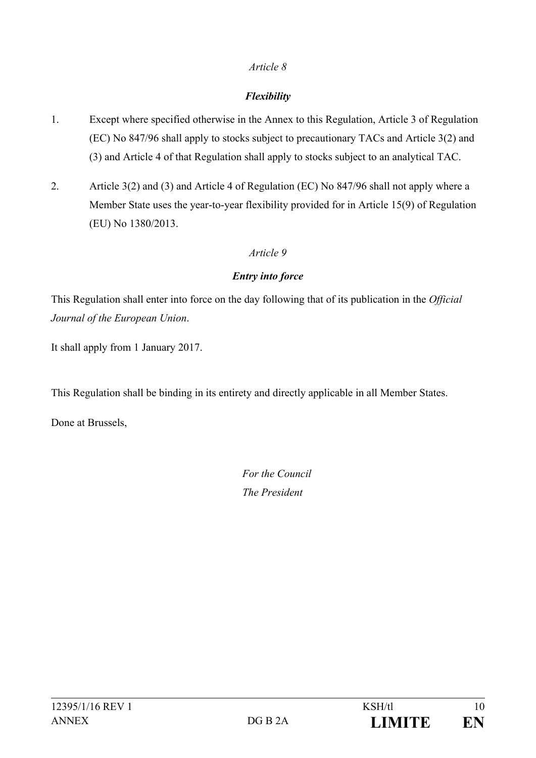*Article 8*

***Flexibility***

1. Except where specified otherwise in the Annex to this Regulation, Article 3 of Regulation (EC) No 847/96 shall apply to stocks subject to precautionary TACs and Article 3(2) and (3) and Article 4 of that Regulation shall apply to stocks subject to an analytical TAC.

2. Article 3(2) and (3) and Article 4 of Regulation (EC) No 847/96 shall not apply where a Member State uses the year-to-year flexibility provided for in Article 15(9) of Regulation (EU) No 1380/2013.

*Article 9*

***Entry into force***

This Regulation shall enter into force on the day following that of its publication in the *Official Journal of the European Union*.

It shall apply from 1 January 2017.

This Regulation shall be binding in its entirety and directly applicable in all Member States.

Done at Brussels,

*For the Council*
*The President*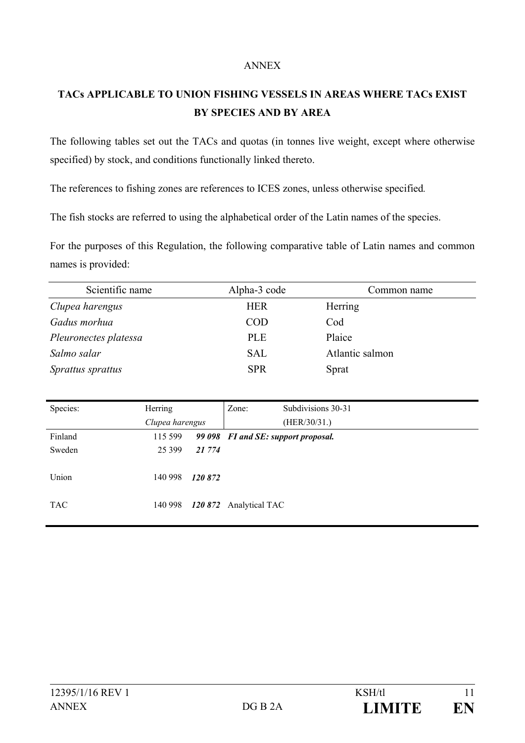ANNEX

## TACs APPLICABLE TO UNION FISHING VESSELS IN AREAS WHERE TACs EXIST BY SPECIES AND BY AREA

The following tables set out the TACs and quotas (in tonnes live weight, except where otherwise specified) by stock, and conditions functionally linked thereto.

The references to fishing zones are references to ICES zones, unless otherwise specified.

The fish stocks are referred to using the alphabetical order of the Latin names of the species.

For the purposes of this Regulation, the following comparative table of Latin names and common names is provided:

| Scientific name | Alpha-3 code | Common name |
|---|---|---|
| *Clupea harengus* | HER | Herring |
| *Gadus morhua* | COD | Cod |
| *Pleuronectes platessa* | PLE | Plaice |
| *Salmo salar* | SAL | Atlantic salmon |
| *Sprattus sprattus* | SPR | Sprat |

| Species: | Herring *Clupea harengus* | | Zone: | Subdivisions 30-31 (HER/30/31.) |
|---|---|---|---|---|
| Finland | 115 599 | ***99 098*** | ***FI and SE: support proposal.*** | |
| Sweden | 25 399 | ***21 774*** | | |
| Union | 140 998 | ***120 872*** | | |
| TAC | 140 998 | ***120 872*** | Analytical TAC | |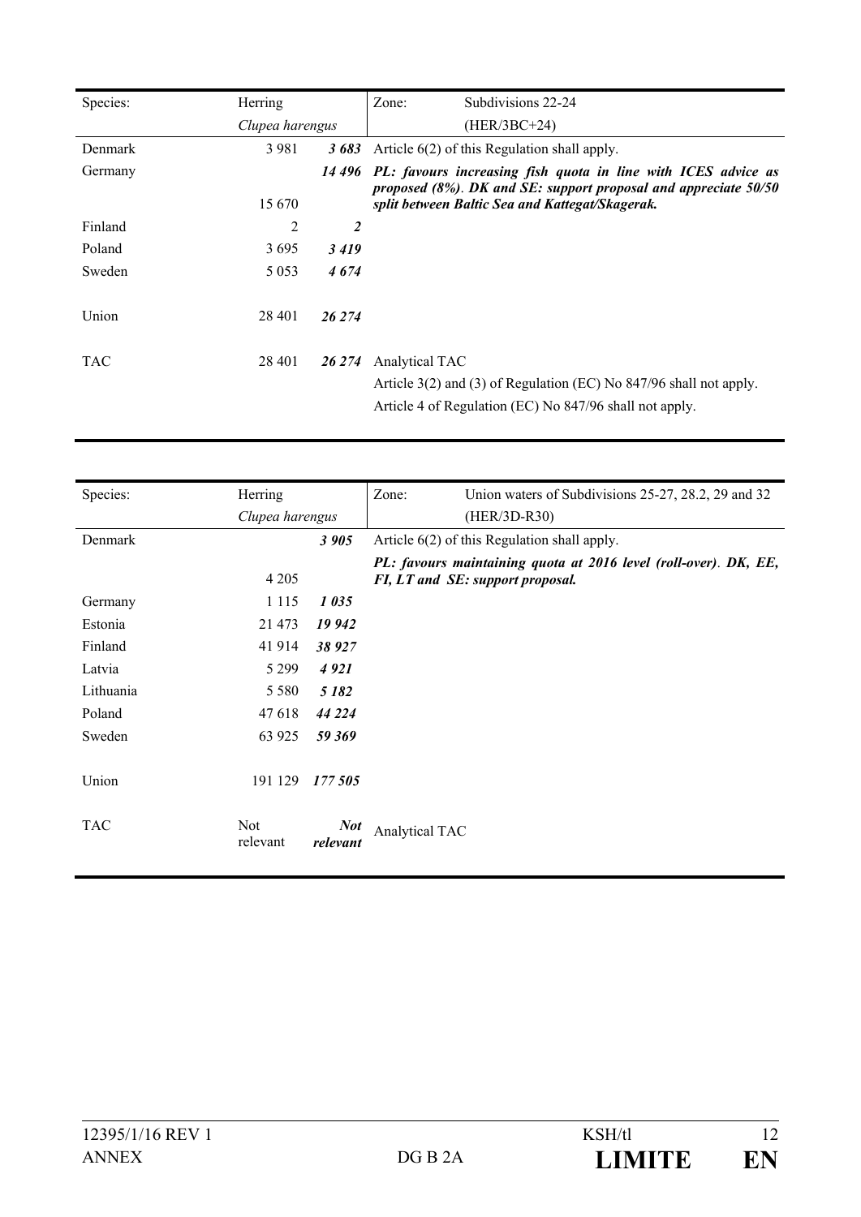| Species: | Herring | | Zone: | Subdivisions 22-24 |
|---|---|---|---|---|
| | *Clupea harengus* | | | (HER/3BC+24) |
| Denmark | 3 981 | ***3 683*** | Article 6(2) of this Regulation shall apply. | |
| Germany | 15 670 | ***14 496*** | ***PL: favours increasing fish quota in line with ICES advice as proposed (8%). DK and SE: support proposal and appreciate 50/50 split between Baltic Sea and Kattegat/Skagerak.*** | |
| Finland | 2 | ***2*** | | |
| Poland | 3 695 | ***3 419*** | | |
| Sweden | 5 053 | ***4 674*** | | |
| Union | 28 401 | ***26 274*** | | |
| TAC | 28 401 | ***26 274*** | Analytical TAC<br>Article 3(2) and (3) of Regulation (EC) No 847/96 shall not apply.<br>Article 4 of Regulation (EC) No 847/96 shall not apply. | |

| Species: | Herring | | Zone: | Union waters of Subdivisions 25-27, 28.2, 29 and 32 |
|---|---|---|---|---|
| | *Clupea harengus* | | | (HER/3D-R30) |
| Denmark | 4 205 | ***3 905*** | Article 6(2) of this Regulation shall apply.<br>***PL: favours maintaining quota at 2016 level (roll-over). DK, EE, FI, LT and SE: support proposal.*** | |
| Germany | 1 115 | ***1 035*** | | |
| Estonia | 21 473 | ***19 942*** | | |
| Finland | 41 914 | ***38 927*** | | |
| Latvia | 5 299 | ***4 921*** | | |
| Lithuania | 5 580 | ***5 182*** | | |
| Poland | 47 618 | ***44 224*** | | |
| Sweden | 63 925 | ***59 369*** | | |
| Union | 191 129 | ***177 505*** | | |
| TAC | Not relevant | ***Not relevant*** | Analytical TAC | |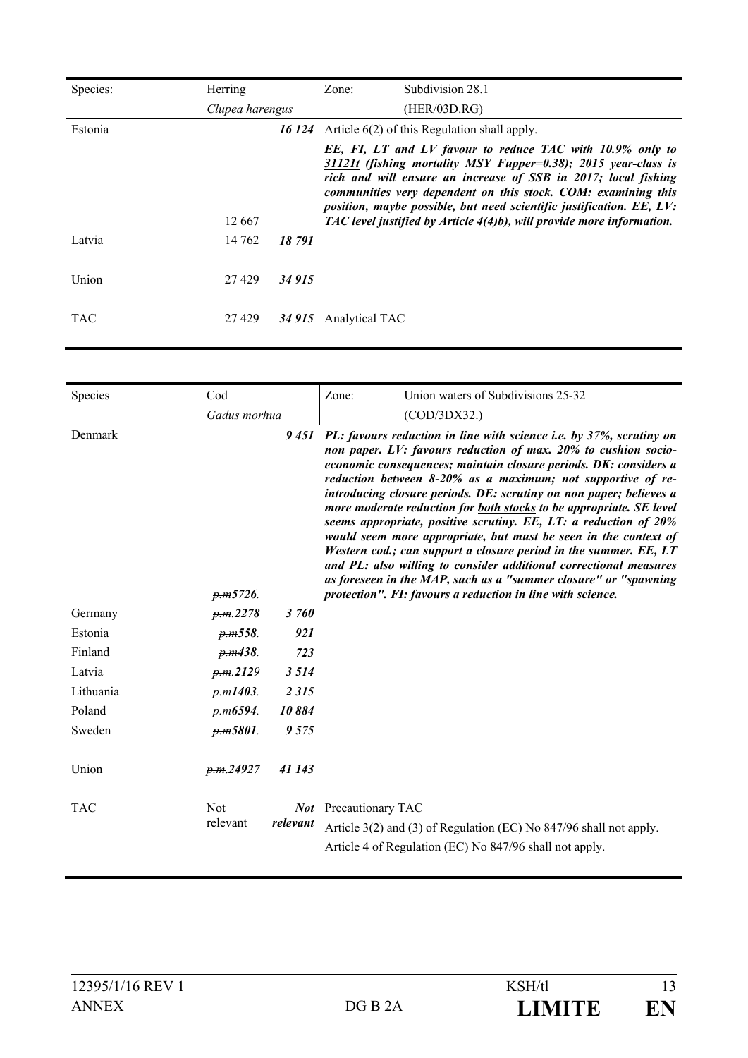| Species: | Herring | | Zone: | Subdivision 28.1 |
|---|---|---|---|---|
| | *Clupea harengus* | | | (HER/03D.RG) |
| Estonia | 12 667 | ***16 124*** | Article 6(2) of this Regulation shall apply. ***EE, FI, LT and LV favour to reduce TAC with 10.9% only to <u>31121t</u> (fishing mortality MSY Fupper=0.38); 2015 year-class is rich and will ensure an increase of SSB in 2017; local fishing communities very dependent on this stock. COM: examining this position, maybe possible, but need scientific justification. EE, LV: TAC level justified by Article 4(4)b), will provide more information.*** | |
| Latvia | 14 762 | ***18 791*** | | |
| Union | 27 429 | ***34 915*** | | |
| TAC | 27 429 | ***34 915*** | Analytical TAC | |

| Species | Cod | | Zone: | Union waters of Subdivisions 25-32 |
|---|---|---|---|---|
| | *Gadus morhua* | | | (COD/3DX32.) |
| Denmark | ~~p.m~~5726. | ***9 451*** | ***PL: favours reduction in line with science i.e. by 37%, scrutiny on non paper. LV: favours reduction of max. 20% to cushion socio-economic consequences; maintain closure periods. DK: considers a reduction between 8-20% as a maximum; not supportive of re-introducing closure periods. DE: scrutiny on non paper; believes a more moderate reduction for <u>both stocks</u> to be appropriate. SE level seems appropriate, positive scrutiny. EE, LT: a reduction of 20% would seem more appropriate, but must be seen in the context of Western cod.; can support a closure period in the summer. EE, LT and PL: also willing to consider additional correctional measures as foreseen in the MAP, such as a "summer closure" or "spawning protection". FI: favours a reduction in line with science.*** | |
| Germany | ~~p.m.~~2278 | ***3 760*** | | |
| Estonia | ~~p.m~~558. | ***921*** | | |
| Finland | ~~p.m~~438. | ***723*** | | |
| Latvia | ~~p.m.~~2129 | ***3 514*** | | |
| Lithuania | ~~p.m~~1403. | ***2 315*** | | |
| Poland | ~~p.m~~6594. | ***10 884*** | | |
| Sweden | ~~p.m~~5801. | ***9 575*** | | |
| Union | ~~p.m.~~24927 | ***41 143*** | | |
| TAC | Not relevant | ***Not relevant*** | Precautionary TAC<br>Article 3(2) and (3) of Regulation (EC) No 847/96 shall not apply.<br>Article 4 of Regulation (EC) No 847/96 shall not apply. | |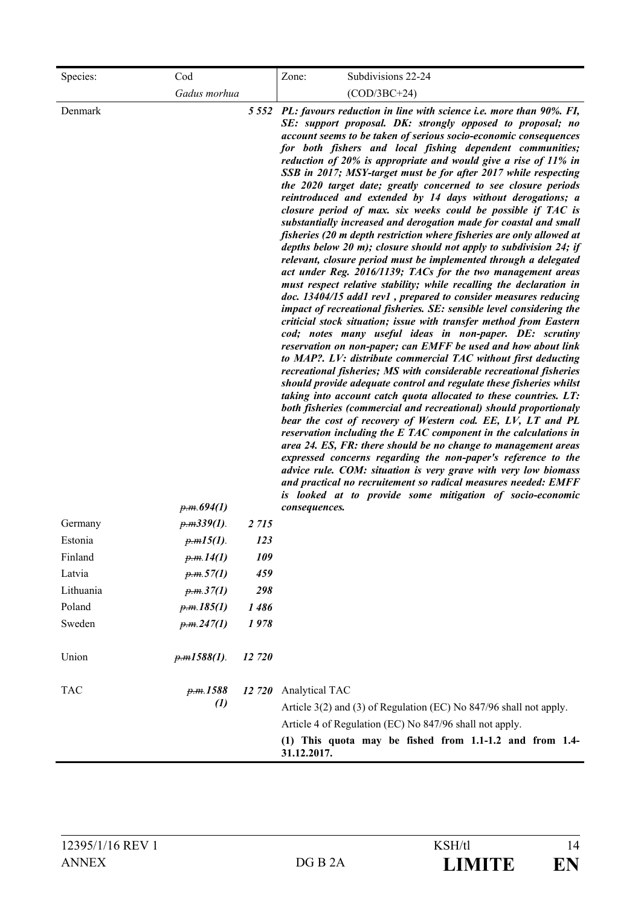| Species: | Cod | | Zone: | Subdivisions 22-24 |
|---|---|---|---|---|
| | *Gadus morhua* | | | (COD/3BC+24) |
| Denmark | ~~p.m.~~***694(1)*** | ***5 552*** | ***PL: favours reduction in line with science i.e. more than 90%. FI, SE: support proposal. DK: strongly opposed to proposal; no account seems to be taken of serious socio-economic consequences for both fishers and local fishing dependent communities; reduction of 20% is appropriate and would give a rise of 11% in SSB in 2017; MSY-target must be for after 2017 while respecting the 2020 target date; greatly concerned to see closure periods reintroduced and extended by 14 days without derogations; a closure period of max. six weeks could be possible if TAC is substantially increased and derogation made for coastal and small fisheries (20 m depth restriction where fisheries are only allowed at depths below 20 m); closure should not apply to subdivision 24; if relevant, closure period must be implemented through a delegated act under Reg. 2016/1139; TACs for the two management areas must respect relative stability; while recalling the declaration in doc. 13404/15 add1 rev1 , prepared to consider measures reducing impact of recreational fisheries. SE: sensible level considering the criticial stock situation; issue with transfer method from Eastern cod; notes many useful ideas in non-paper. DE: scrutiny reservation on non-paper; can EMFF be used and how about link to MAP?. LV: distribute commercial TAC without first deducting recreational fisheries; MS with considerable recreational fisheries should provide adequate control and regulate these fisheries whilst taking into account catch quota allocated to these countries. LT: both fisheries (commercial and recreational) should proportionaly bear the cost of recovery of Western cod. EE, LV, LT and PL reservation including the E TAC component in the calculations in area 24. ES, FR: there should be no change to management areas expressed concerns regarding the non-paper's reference to the advice rule. COM: situation is very grave with very low biomass and practical no recruitement so radical measures needed: EMFF is looked at to provide some mitigation of socio-economic consequences.*** | |
| Germany | ~~p.m~~***339(1)***. | ***2 715*** | | |
| Estonia | ~~p.m~~***15(1)***. | ***123*** | | |
| Finland | ~~p.m.~~***14(1)*** | ***109*** | | |
| Latvia | ~~p.m.~~***57(1)*** | ***459*** | | |
| Lithuania | ~~p.m.~~***37(1)*** | ***298*** | | |
| Poland | ~~p.m.~~***185(1)*** | ***1 486*** | | |
| Sweden | ~~p.m.~~***247(1)*** | ***1 978*** | | |
| Union | ~~p.m~~***1588(1)***. | ***12 720*** | | |
| TAC | ~~p.m.~~***1588 (1)*** | ***12 720*** | Analytical TAC<br>Article 3(2) and (3) of Regulation (EC) No 847/96 shall not apply.<br>Article 4 of Regulation (EC) No 847/96 shall not apply.<br>**(1) This quota may be fished from 1.1-1.2 and from 1.4-31.12.2017.** | |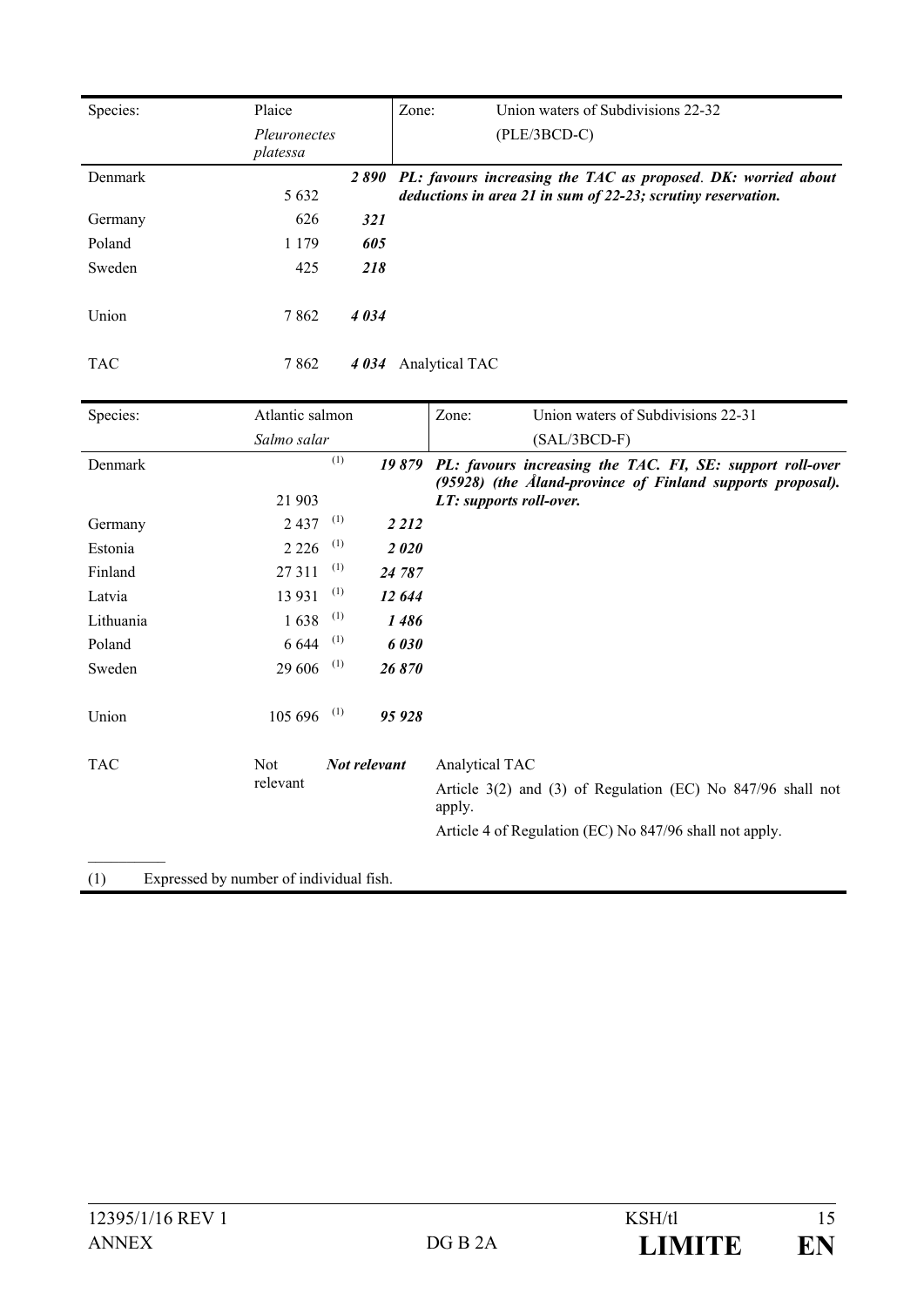| Species: | Plaice *Pleuronectes platessa* | | Zone: | Union waters of Subdivisions 22-32 (PLE/3BCD-C) |
|---|---|---|---|---|
| Denmark | 5 632 | ***2 890*** | ***PL: favours increasing the TAC as proposed. DK: worried about deductions in area 21 in sum of 22-23; scrutiny reservation.*** | |
| Germany | 626 | ***321*** | | |
| Poland | 1 179 | ***605*** | | |
| Sweden | 425 | ***218*** | | |
| Union | 7 862 | ***4 034*** | | |
| TAC | 7 862 | ***4 034*** | Analytical TAC | |

| Species: | Atlantic salmon *Salmo salar* | | Zone: | Union waters of Subdivisions 22-31 (SAL/3BCD-F) |
|---|---|---|---|---|
| Denmark | 21 903 (1) | ***19 879*** | ***PL: favours increasing the TAC. FI, SE: support roll-over (95928) (the Åland-province of Finland supports proposal). LT: supports roll-over.*** | |
| Germany | 2 437 (1) | ***2 212*** | | |
| Estonia | 2 226 (1) | ***2 020*** | | |
| Finland | 27 311 (1) | ***24 787*** | | |
| Latvia | 13 931 (1) | ***12 644*** | | |
| Lithuania | 1 638 (1) | ***1 486*** | | |
| Poland | 6 644 (1) | ***6 030*** | | |
| Sweden | 29 606 (1) | ***26 870*** | | |
| Union | 105 696 (1) | ***95 928*** | | |
| TAC | Not relevant | ***Not relevant*** | Analytical TAC<br>Article 3(2) and (3) of Regulation (EC) No 847/96 shall not apply.<br>Article 4 of Regulation (EC) No 847/96 shall not apply. | |

(1) Expressed by number of individual fish.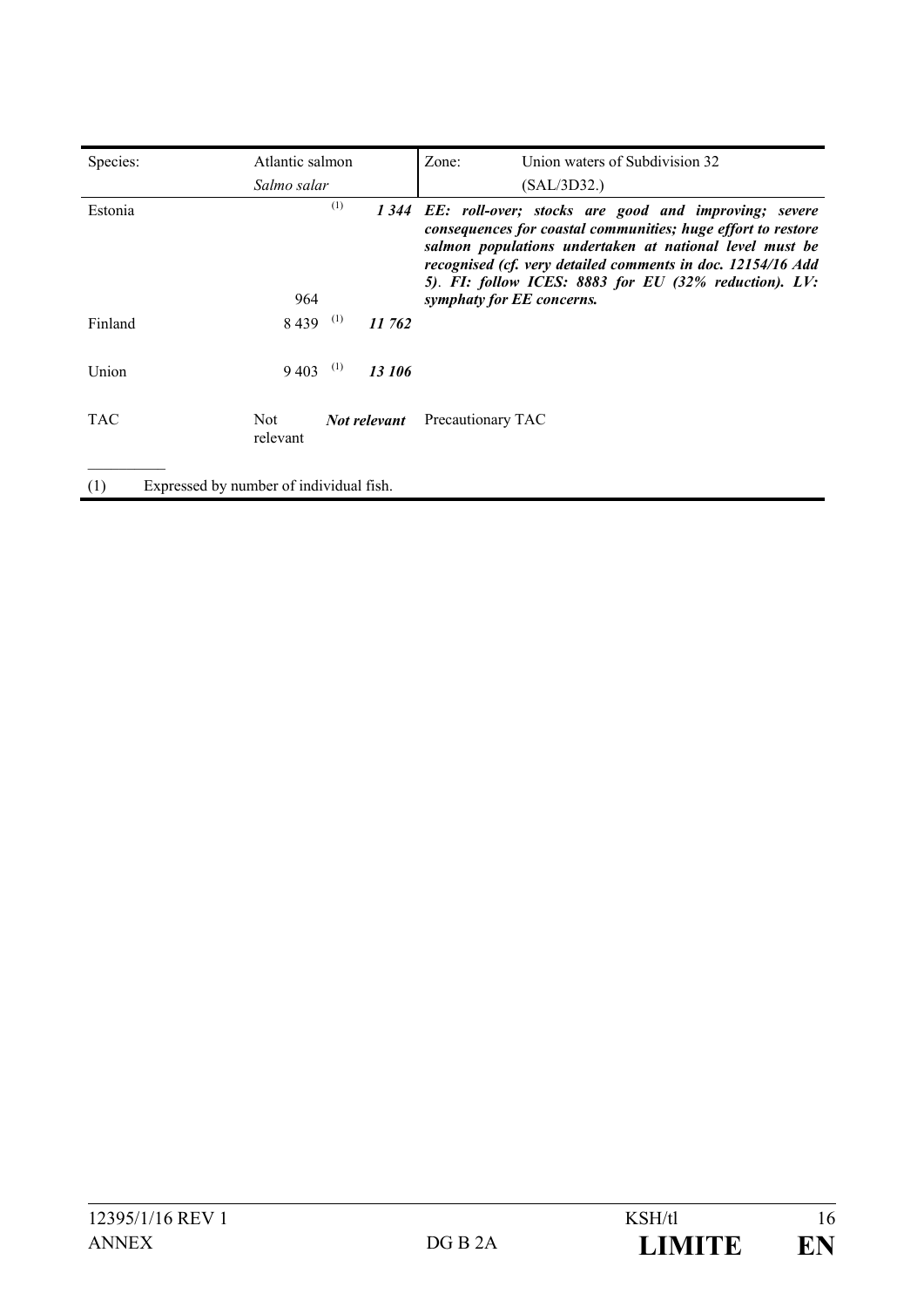| Species: | Atlantic salmon *Salmo salar* | | Zone: | Union waters of Subdivision 32 (SAL/3D32.) |
|---|---|---|---|---|
| Estonia | 964 (1) | ***1 344*** | ***EE: roll-over; stocks are good and improving; severe consequences for coastal communities; huge effort to restore salmon populations undertaken at national level must be recognised (cf. very detailed comments in doc. 12154/16 Add 5). FI: follow ICES: 8883 for EU (32% reduction). LV: symphaty for EE concerns.*** | |
| Finland | 8 439 (1) | ***11 762*** | | |
| Union | 9 403 (1) | ***13 106*** | | |
| TAC | Not relevant | ***Not relevant*** | Precautionary TAC | |

(1) Expressed by number of individual fish.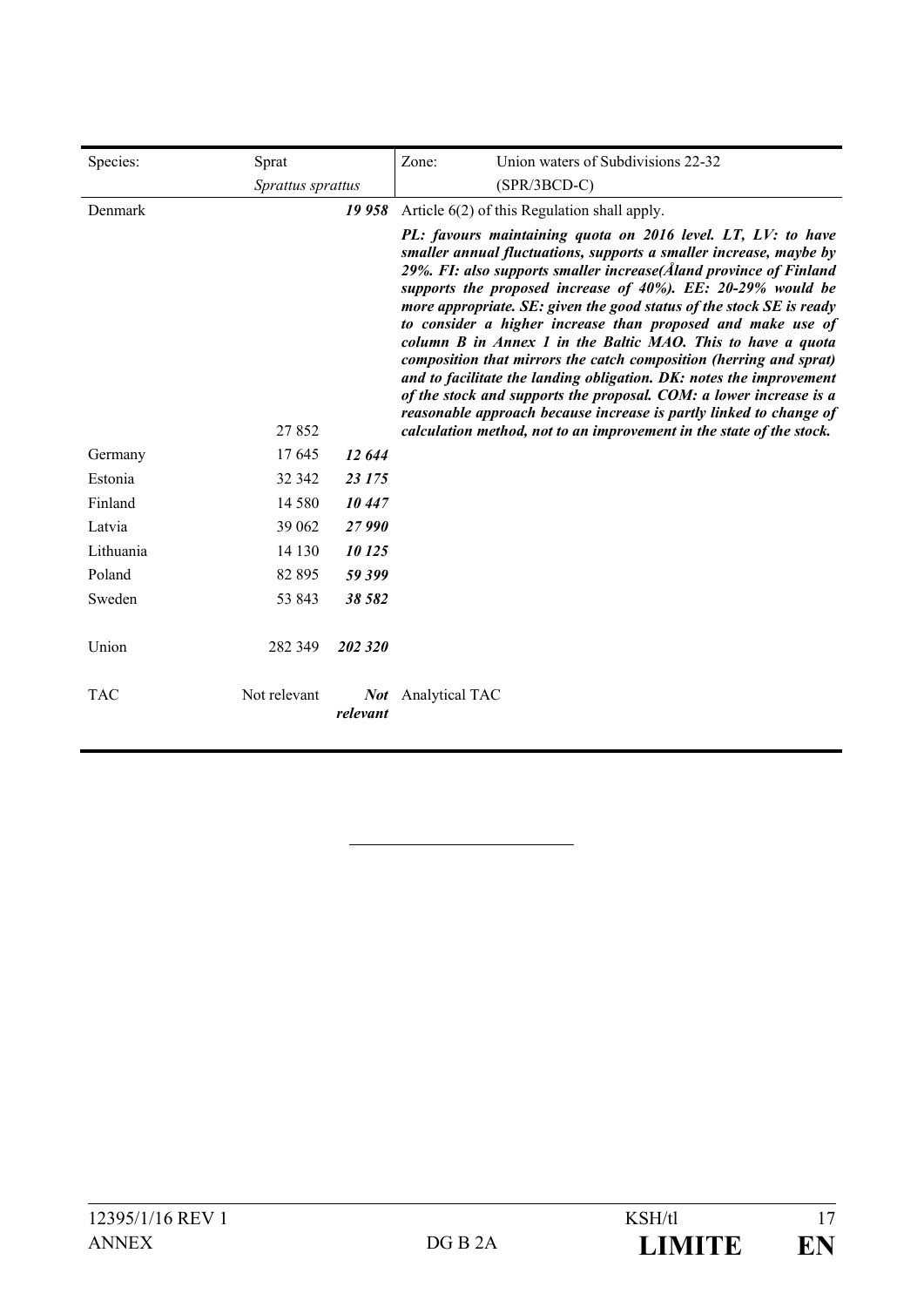| Species: | Sprat *Sprattus sprattus* | | Zone: | Union waters of Subdivisions 22-32 (SPR/3BCD-C) |
|---|---|---|---|---|
| Denmark | 27 852 | ***19 958*** | Article 6(2) of this Regulation shall apply. ***PL: favours maintaining quota on 2016 level. LT, LV: to have smaller annual fluctuations, supports a smaller increase, maybe by 29%. FI: also supports smaller increase(Åland province of Finland supports the proposed increase of 40%). EE: 20-29% would be more appropriate. SE: given the good status of the stock SE is ready to consider a higher increase than proposed and make use of column B in Annex 1 in the Baltic MAO. This to have a quota composition that mirrors the catch composition (herring and sprat) and to facilitate the landing obligation. DK: notes the improvement of the stock and supports the proposal. COM: a lower increase is a reasonable approach because increase is partly linked to change of calculation method, not to an improvement in the state of the stock.*** | |
| Germany | 17 645 | ***12 644*** | | |
| Estonia | 32 342 | ***23 175*** | | |
| Finland | 14 580 | ***10 447*** | | |
| Latvia | 39 062 | ***27 990*** | | |
| Lithuania | 14 130 | ***10 125*** | | |
| Poland | 82 895 | ***59 399*** | | |
| Sweden | 53 843 | ***38 582*** | | |
| Union | 282 349 | ***202 320*** | | |
| TAC | Not relevant | ***Not relevant*** | Analytical TAC | |